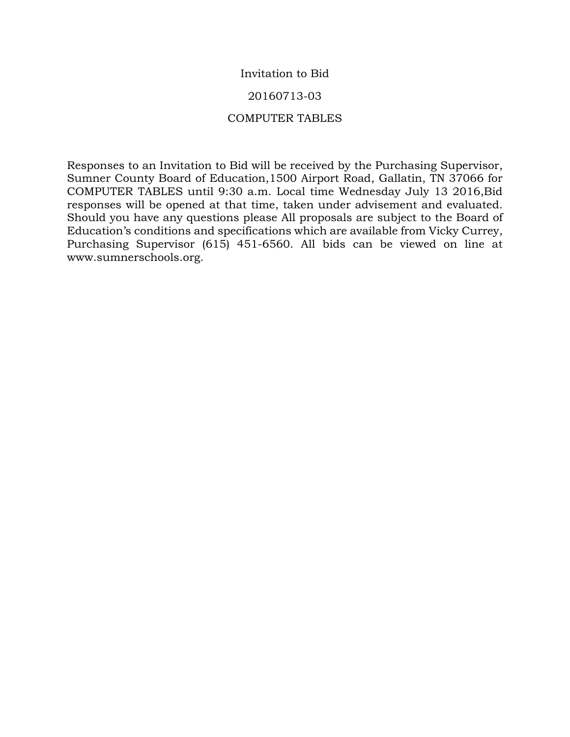# Invitation to Bid

## 20160713-03

## COMPUTER TABLES

Responses to an Invitation to Bid will be received by the Purchasing Supervisor, Sumner County Board of Education,1500 Airport Road, Gallatin, TN 37066 for COMPUTER TABLES until 9:30 a.m. Local time Wednesday July 13 2016,Bid responses will be opened at that time, taken under advisement and evaluated. Should you have any questions please All proposals are subject to the Board of Education's conditions and specifications which are available from Vicky Currey, Purchasing Supervisor (615) 451-6560. All bids can be viewed on line at www.sumnerschools.org.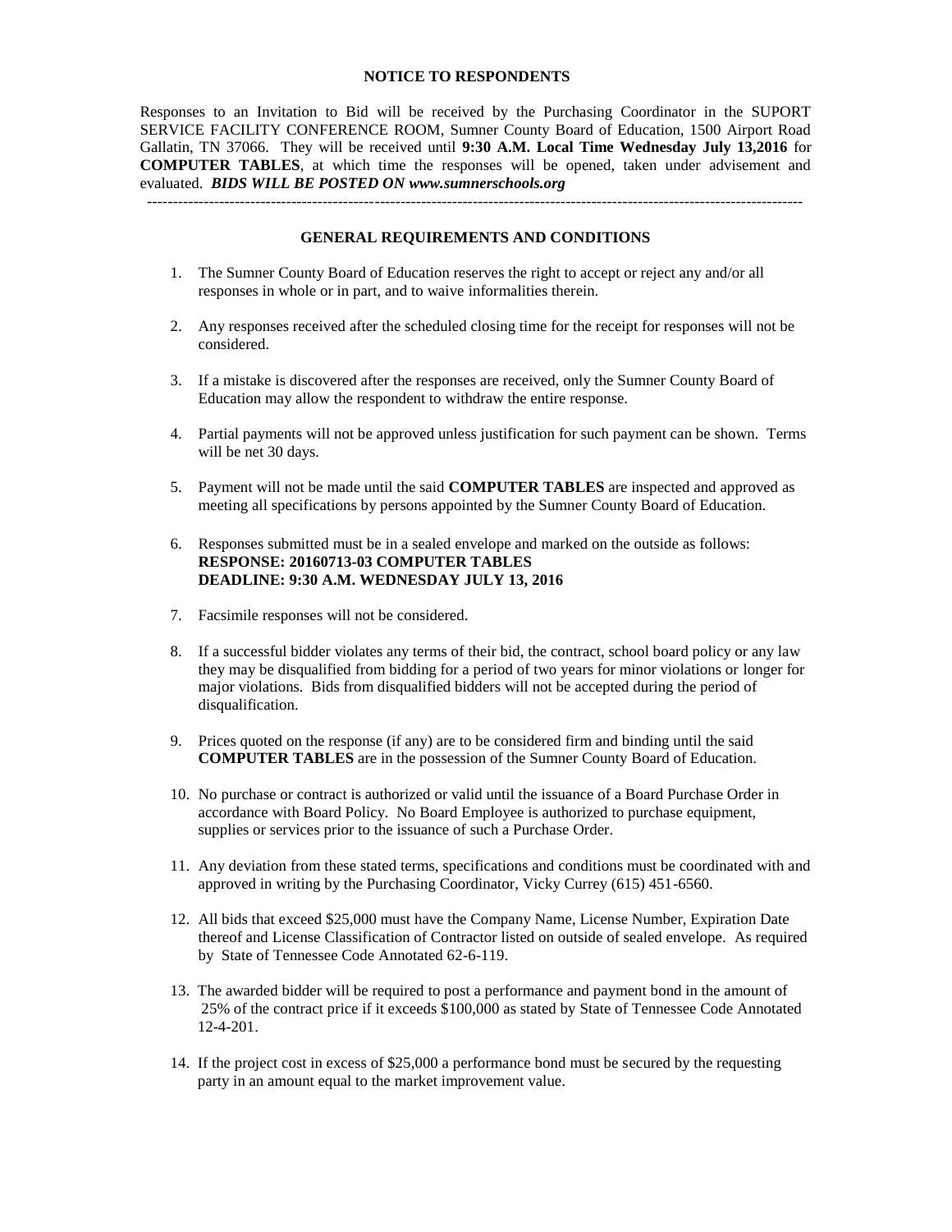## NOTICE TO RESPONDENTS

Responses to an Invitation to Bid will be received by the Purchasing Coordinator in the SUPORT SERVICE FACILITY CONFERENCE ROOM, Sumner County Board of Education, 1500 Airport Road Gallatin, TN 37066. They will be received until **9:30 A.M. Local Time Wednesday July 13,2016** for **COMPUTER TABLES**, at which time the responses will be opened, taken under advisement and evaluated. ***BIDS WILL BE POSTED ON www.sumnerschools.org***

---

## GENERAL REQUIREMENTS AND CONDITIONS

1. The Sumner County Board of Education reserves the right to accept or reject any and/or all responses in whole or in part, and to waive informalities therein.

2. Any responses received after the scheduled closing time for the receipt for responses will not be considered.

3. If a mistake is discovered after the responses are received, only the Sumner County Board of Education may allow the respondent to withdraw the entire response.

4. Partial payments will not be approved unless justification for such payment can be shown. Terms will be net 30 days.

5. Payment will not be made until the said **COMPUTER TABLES** are inspected and approved as meeting all specifications by persons appointed by the Sumner County Board of Education.

6. Responses submitted must be in a sealed envelope and marked on the outside as follows:
   **RESPONSE: 20160713-03 COMPUTER TABLES**
   **DEADLINE: 9:30 A.M. WEDNESDAY JULY 13, 2016**

7. Facsimile responses will not be considered.

8. If a successful bidder violates any terms of their bid, the contract, school board policy or any law they may be disqualified from bidding for a period of two years for minor violations or longer for major violations. Bids from disqualified bidders will not be accepted during the period of disqualification.

9. Prices quoted on the response (if any) are to be considered firm and binding until the said **COMPUTER TABLES** are in the possession of the Sumner County Board of Education.

10. No purchase or contract is authorized or valid until the issuance of a Board Purchase Order in accordance with Board Policy. No Board Employee is authorized to purchase equipment, supplies or services prior to the issuance of such a Purchase Order.

11. Any deviation from these stated terms, specifications and conditions must be coordinated with and approved in writing by the Purchasing Coordinator, Vicky Currey (615) 451-6560.

12. All bids that exceed $25,000 must have the Company Name, License Number, Expiration Date thereof and License Classification of Contractor listed on outside of sealed envelope. As required by State of Tennessee Code Annotated 62-6-119.

13. The awarded bidder will be required to post a performance and payment bond in the amount of 25% of the contract price if it exceeds $100,000 as stated by State of Tennessee Code Annotated 12-4-201.

14. If the project cost in excess of $25,000 a performance bond must be secured by the requesting party in an amount equal to the market improvement value.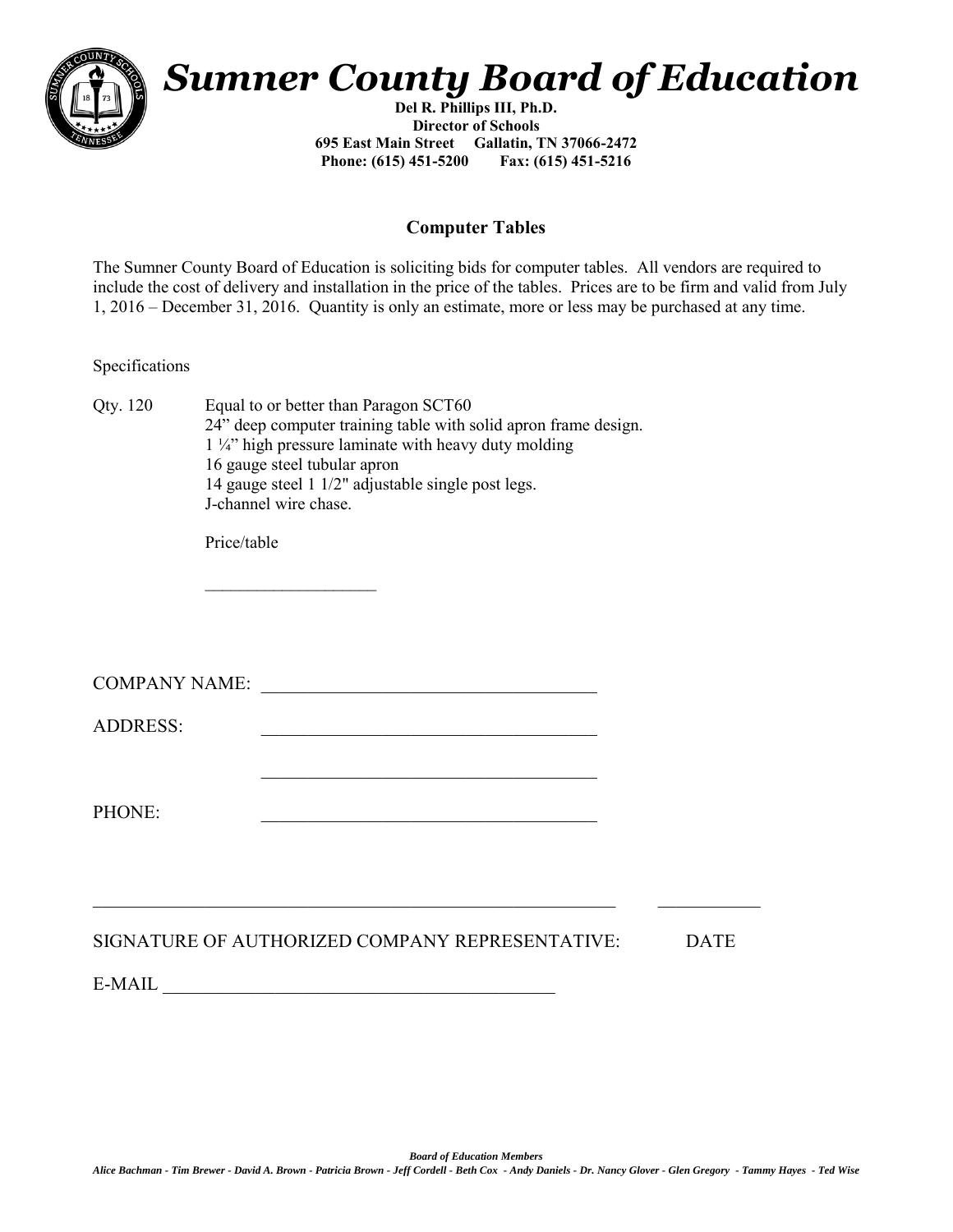# *Sumner County Board of Education*

**Del R. Phillips III, Ph.D.**
**Director of Schools**
**695 East Main Street Gallatin, TN 37066-2472**
**Phone: (615) 451-5200 Fax: (615) 451-5216**

## Computer Tables

The Sumner County Board of Education is soliciting bids for computer tables. All vendors are required to include the cost of delivery and installation in the price of the tables. Prices are to be firm and valid from July 1, 2016 – December 31, 2016. Quantity is only an estimate, more or less may be purchased at any time.

Specifications

Qty. 120 Equal to or better than Paragon SCT60
24" deep computer training table with solid apron frame design.
1 ¼" high pressure laminate with heavy duty molding
16 gauge steel tubular apron
14 gauge steel 1 1/2" adjustable single post legs.
J-channel wire chase.

Price/table

____________________

COMPANY NAME: ______________________________________

ADDRESS: ______________________________________

______________________________________

PHONE: ______________________________________

____________________________________________________________ ___________

SIGNATURE OF AUTHORIZED COMPANY REPRESENTATIVE: DATE

E-MAIL ____________________________________________

***Board of Education Members***
***Alice Bachman - Tim Brewer - David A. Brown - Patricia Brown - Jeff Cordell - Beth Cox - Andy Daniels - Dr. Nancy Glover - Glen Gregory - Tammy Hayes - Ted Wise***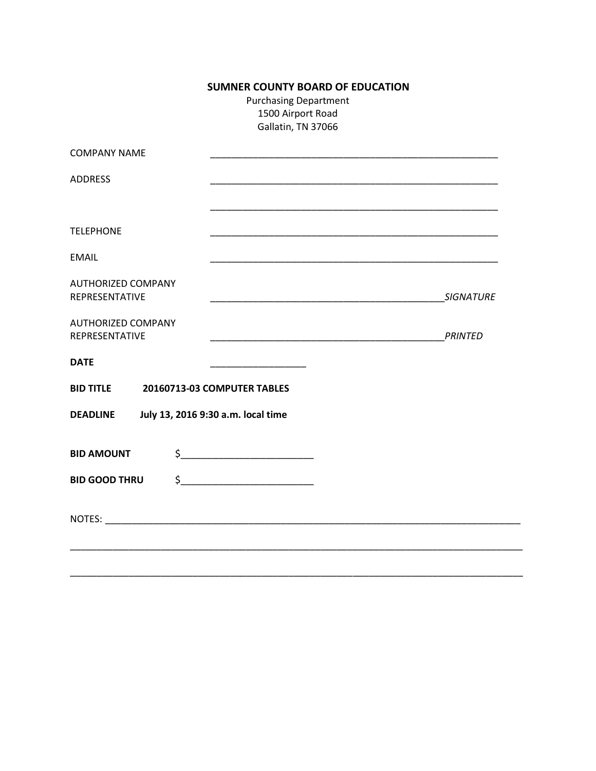**SUMNER COUNTY BOARD OF EDUCATION**

Purchasing Department
1500 Airport Road
Gallatin, TN 37066

COMPANY NAME _______________________________________________

ADDRESS _______________________________________________

_______________________________________________

TELEPHONE _______________________________________________

EMAIL _______________________________________________

AUTHORIZED COMPANY REPRESENTATIVE _________________________________________*SIGNATURE*

AUTHORIZED COMPANY REPRESENTATIVE _________________________________________*PRINTED*

**DATE** _________________

**BID TITLE** **20160713-03 COMPUTER TABLES**

**DEADLINE** **July 13, 2016 9:30 a.m. local time**

**BID AMOUNT** $________________________

**BID GOOD THRU** $________________________

NOTES: ___________________________________________________________________________

___________________________________________________________________________________

___________________________________________________________________________________